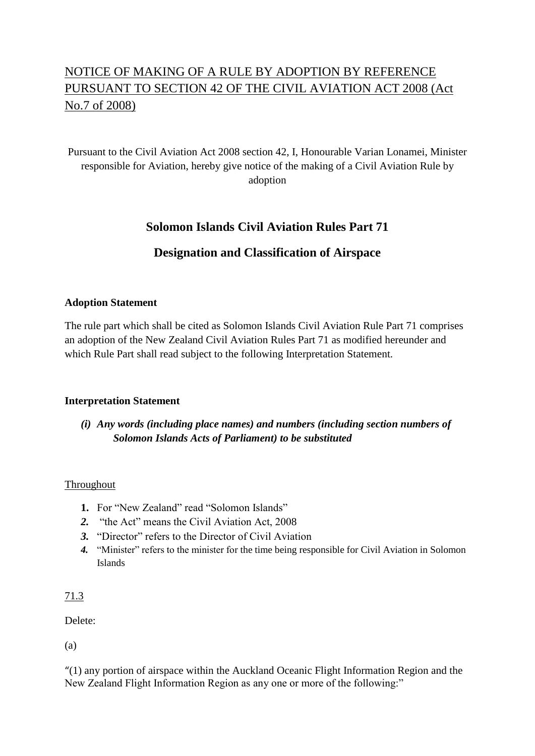# NOTICE OF MAKING OF A RULE BY ADOPTION BY REFERENCE PURSUANT TO SECTION 42 OF THE CIVIL AVIATION ACT 2008 (Act No.7 of 2008)

Pursuant to the Civil Aviation Act 2008 section 42, I, Honourable Varian Lonamei, Minister responsible for Aviation, hereby give notice of the making of a Civil Aviation Rule by adoption

## Solomon Islands Civil Aviation Rules Part 71

## Designation and Classification of Airspace

**Adoption Statement**

The rule part which shall be cited as Solomon Islands Civil Aviation Rule Part 71 comprises an adoption of the New Zealand Civil Aviation Rules Part 71 as modified hereunder and which Rule Part shall read subject to the following Interpretation Statement.

**Interpretation Statement**

***(i) Any words (including place names) and numbers (including section numbers of Solomon Islands Acts of Parliament) to be substituted***

Throughout

1. For "New Zealand" read "Solomon Islands"
2. "the Act" means the Civil Aviation Act, 2008
3. "Director" refers to the Director of Civil Aviation
4. "Minister" refers to the minister for the time being responsible for Civil Aviation in Solomon Islands

71.3

Delete:

(a)

"(1) any portion of airspace within the Auckland Oceanic Flight Information Region and the New Zealand Flight Information Region as any one or more of the following:"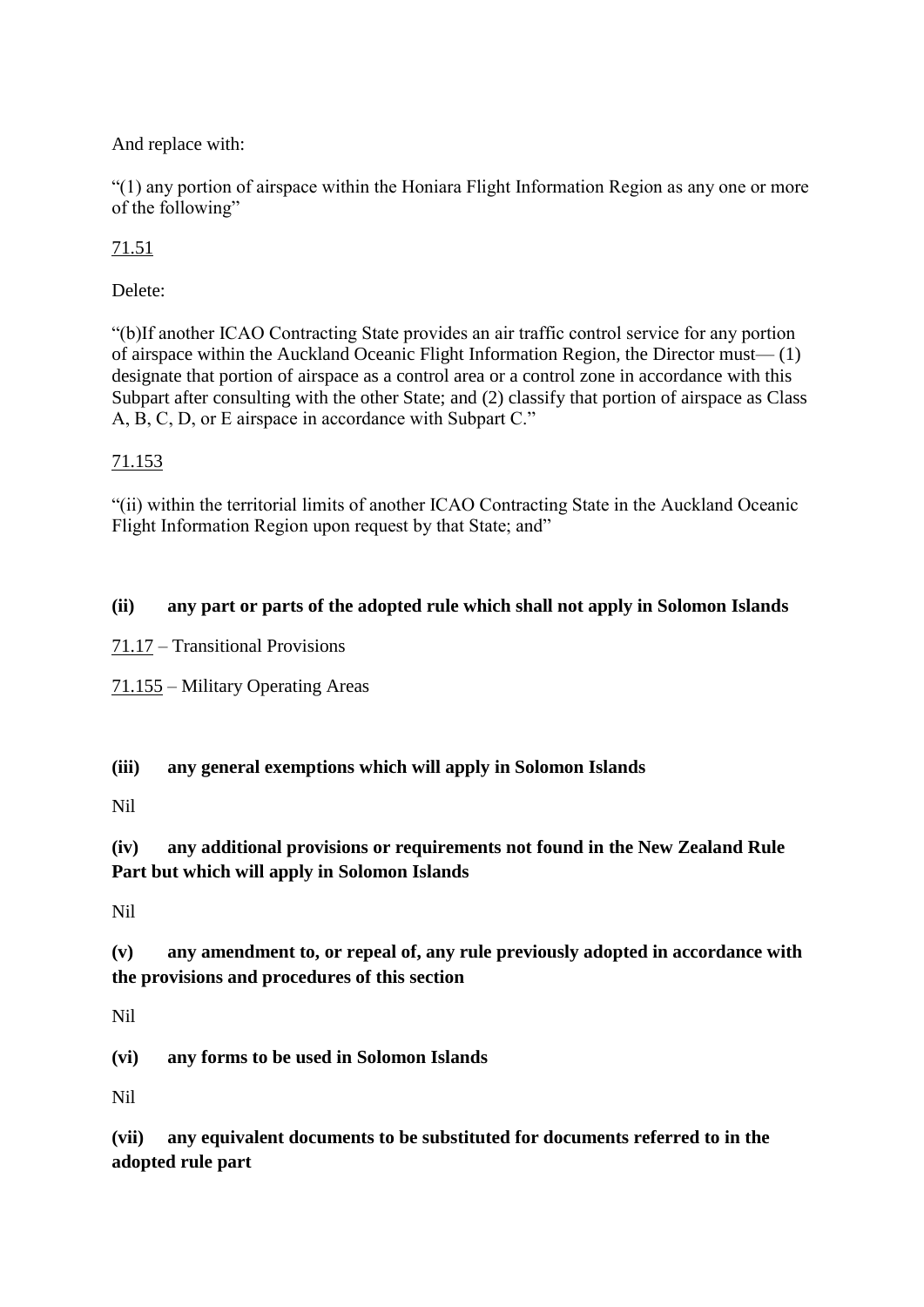And replace with:

"(1) any portion of airspace within the Honiara Flight Information Region as any one or more of the following"

<u>71.51</u>

Delete:

"(b)If another ICAO Contracting State provides an air traffic control service for any portion of airspace within the Auckland Oceanic Flight Information Region, the Director must— (1) designate that portion of airspace as a control area or a control zone in accordance with this Subpart after consulting with the other State; and (2) classify that portion of airspace as Class A, B, C, D, or E airspace in accordance with Subpart C."

<u>71.153</u>

"(ii) within the territorial limits of another ICAO Contracting State in the Auckland Oceanic Flight Information Region upon request by that State; and"

**(ii) any part or parts of the adopted rule which shall not apply in Solomon Islands**

<u>71.17</u> – Transitional Provisions

<u>71.155</u> – Military Operating Areas

**(iii) any general exemptions which will apply in Solomon Islands**

Nil

**(iv) any additional provisions or requirements not found in the New Zealand Rule Part but which will apply in Solomon Islands**

Nil

**(v) any amendment to, or repeal of, any rule previously adopted in accordance with the provisions and procedures of this section**

Nil

**(vi) any forms to be used in Solomon Islands**

Nil

**(vii) any equivalent documents to be substituted for documents referred to in the adopted rule part**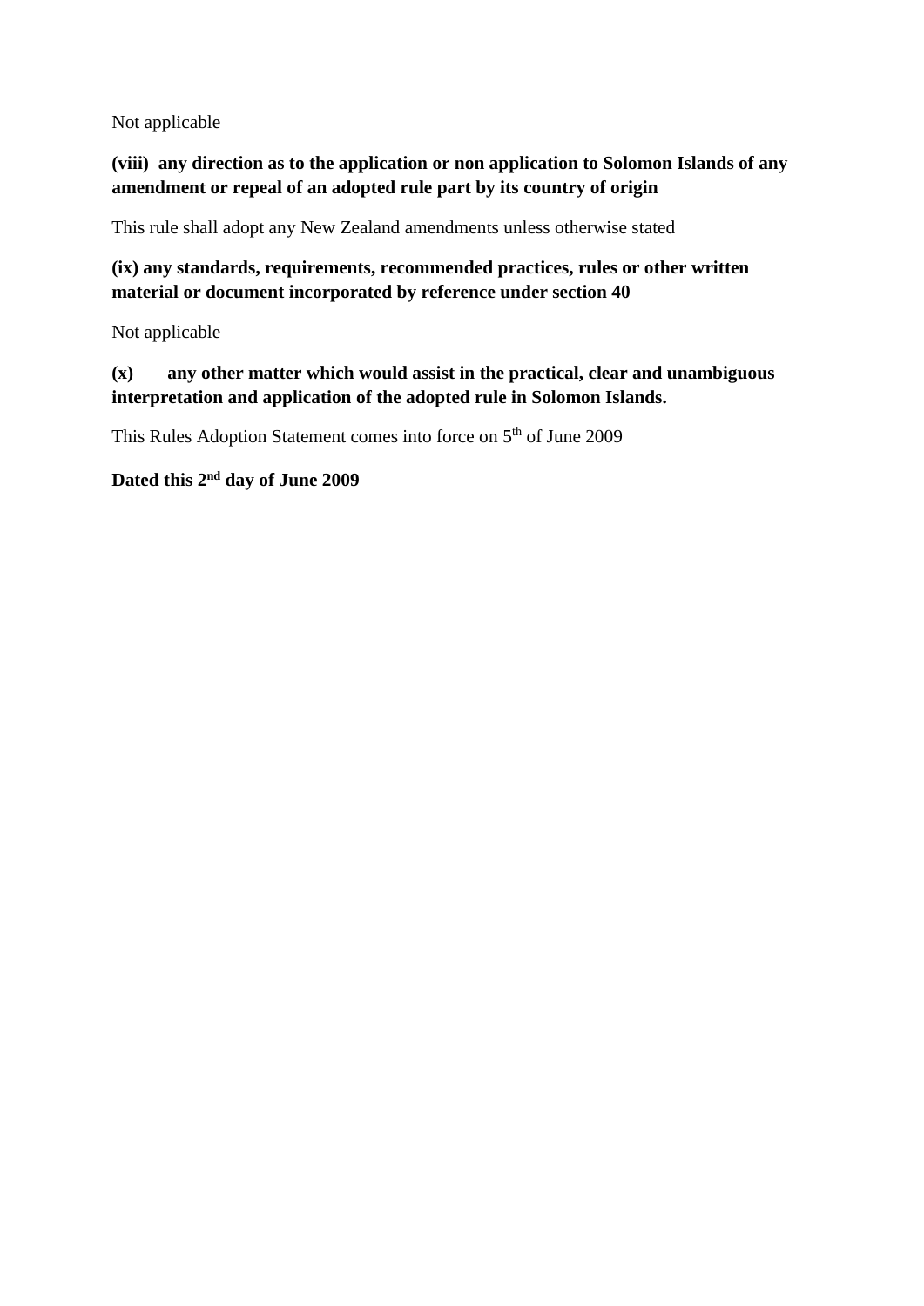Not applicable

**(viii) any direction as to the application or non application to Solomon Islands of any amendment or repeal of an adopted rule part by its country of origin**

This rule shall adopt any New Zealand amendments unless otherwise stated

**(ix) any standards, requirements, recommended practices, rules or other written material or document incorporated by reference under section 40**

Not applicable

**(x) any other matter which would assist in the practical, clear and unambiguous interpretation and application of the adopted rule in Solomon Islands.**

This Rules Adoption Statement comes into force on 5th of June 2009

**Dated this 2nd day of June 2009**